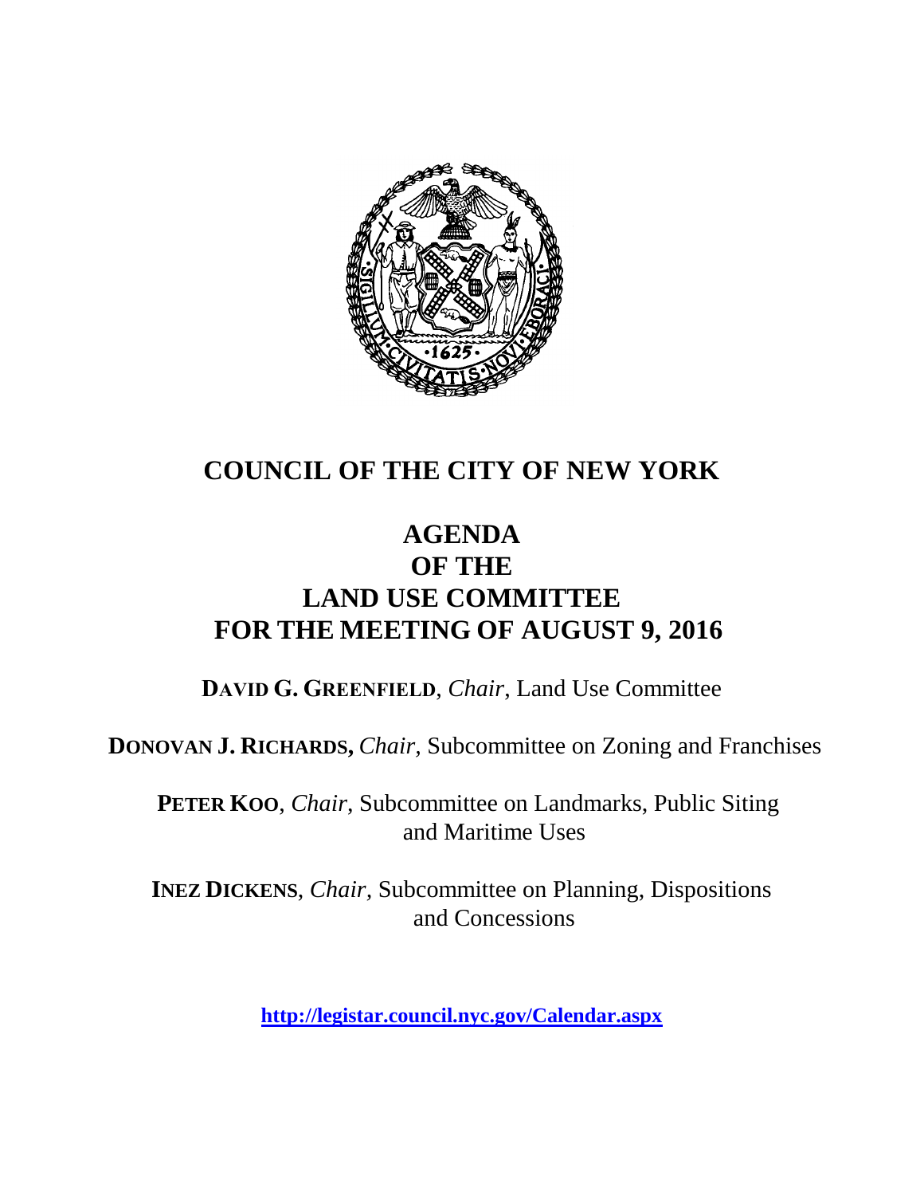# COUNCIL OF THE CITY OF NEW YORK

## AGENDA
## OF THE
## LAND USE COMMITTEE
## FOR THE MEETING OF AUGUST 9, 2016

**DAVID G. GREENFIELD**, *Chair*, Land Use Committee

**DONOVAN J. RICHARDS,** *Chair*, Subcommittee on Zoning and Franchises

**PETER KOO**, *Chair*, Subcommittee on Landmarks, Public Siting and Maritime Uses

**INEZ DICKENS**, *Chair*, Subcommittee on Planning, Dispositions and Concessions

**http://legistar.council.nyc.gov/Calendar.aspx**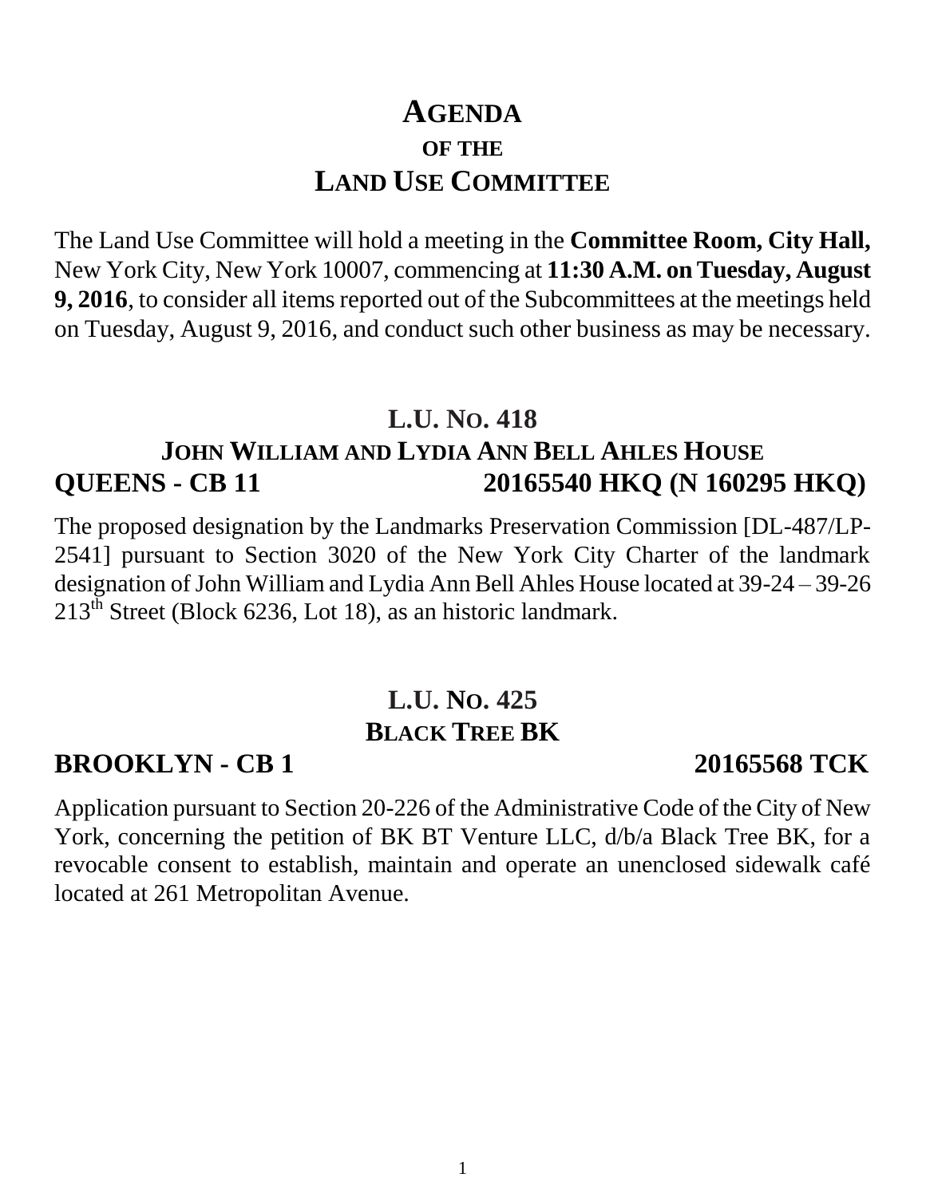# AGENDA
## OF THE
# LAND USE COMMITTEE

The Land Use Committee will hold a meeting in the **Committee Room, City Hall,** New York City, New York 10007, commencing at **11:30 A.M. on Tuesday, August 9, 2016**, to consider all items reported out of the Subcommittees at the meetings held on Tuesday, August 9, 2016, and conduct such other business as may be necessary.

## L.U. NO. 418
## JOHN WILLIAM AND LYDIA ANN BELL AHLES HOUSE
**QUEENS - CB 11 20165540 HKQ (N 160295 HKQ)**

The proposed designation by the Landmarks Preservation Commission [DL-487/LP-2541] pursuant to Section 3020 of the New York City Charter of the landmark designation of John William and Lydia Ann Bell Ahles House located at 39-24 – 39-26 213th Street (Block 6236, Lot 18), as an historic landmark.

## L.U. NO. 425
## BLACK TREE BK
**BROOKLYN - CB 1 20165568 TCK**

Application pursuant to Section 20-226 of the Administrative Code of the City of New York, concerning the petition of BK BT Venture LLC, d/b/a Black Tree BK, for a revocable consent to establish, maintain and operate an unenclosed sidewalk café located at 261 Metropolitan Avenue.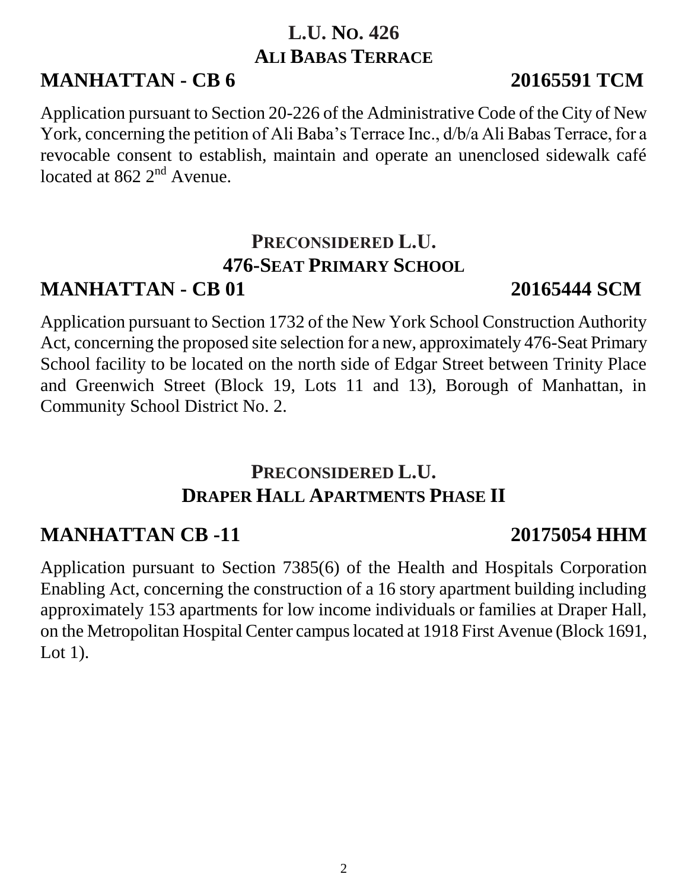## L.U. No. 426
## Ali Babas Terrace

**MANHATTAN - CB 6** **20165591 TCM**

Application pursuant to Section 20-226 of the Administrative Code of the City of New York, concerning the petition of Ali Baba's Terrace Inc., d/b/a Ali Babas Terrace, for a revocable consent to establish, maintain and operate an unenclosed sidewalk café located at 862 2nd Avenue.

## Preconsidered L.U.
## 476-Seat Primary School

**MANHATTAN - CB 01** **20165444 SCM**

Application pursuant to Section 1732 of the New York School Construction Authority Act, concerning the proposed site selection for a new, approximately 476-Seat Primary School facility to be located on the north side of Edgar Street between Trinity Place and Greenwich Street (Block 19, Lots 11 and 13), Borough of Manhattan, in Community School District No. 2.

## Preconsidered L.U.
## Draper Hall Apartments Phase II

**MANHATTAN CB -11** **20175054 HHM**

Application pursuant to Section 7385(6) of the Health and Hospitals Corporation Enabling Act, concerning the construction of a 16 story apartment building including approximately 153 apartments for low income individuals or families at Draper Hall, on the Metropolitan Hospital Center campus located at 1918 First Avenue (Block 1691, Lot 1).